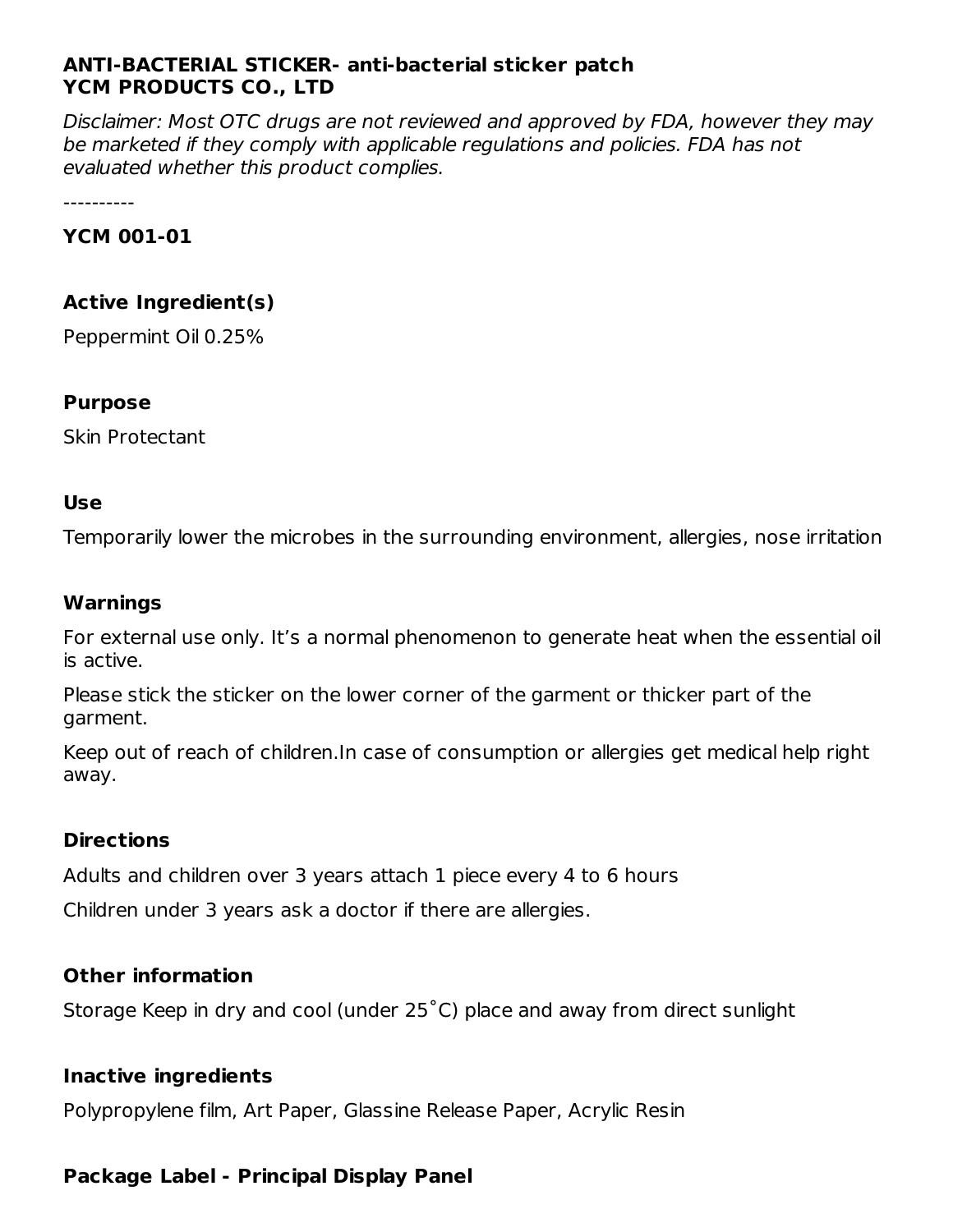**ANTI-BACTERIAL STICKER- anti-bacterial sticker patch**
**YCM PRODUCTS CO., LTD**

*Disclaimer: Most OTC drugs are not reviewed and approved by FDA, however they may be marketed if they comply with applicable regulations and policies. FDA has not evaluated whether this product complies.*

----------

**YCM 001-01**

### Active Ingredient(s)

Peppermint Oil 0.25%

### Purpose

Skin Protectant

### Use

Temporarily lower the microbes in the surrounding environment, allergies, nose irritation

### Warnings

For external use only. It's a normal phenomenon to generate heat when the essential oil is active.

Please stick the sticker on the lower corner of the garment or thicker part of the garment.

Keep out of reach of children.In case of consumption or allergies get medical help right away.

### Directions

Adults and children over 3 years attach 1 piece every 4 to 6 hours

Children under 3 years ask a doctor if there are allergies.

### Other information

Storage Keep in dry and cool (under 25˚C) place and away from direct sunlight

### Inactive ingredients

Polypropylene film, Art Paper, Glassine Release Paper, Acrylic Resin

### Package Label - Principal Display Panel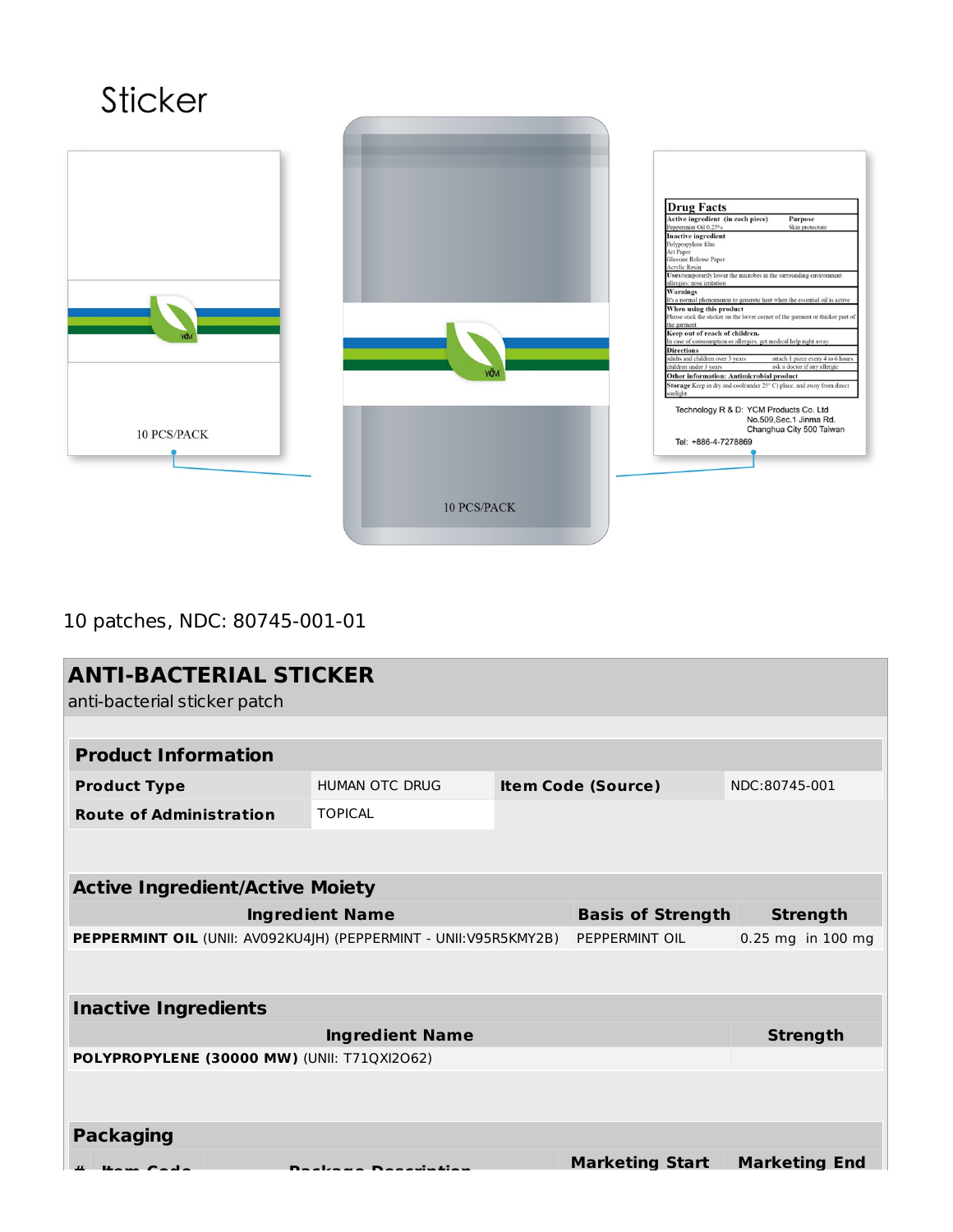Sticker

10 PCS/PACK

10 PCS/PACK

**Drug Facts**

| Active ingredient (in each piece) | Purpose |
| --- | --- |
| Peppermint Oil 0.25% | Skin protectant |

**Inactive ingredient**
Polypropylene film
Art Paper
Glassine Release Paper
Acrylic Resin

**Uses** temporarily lower the microbes in the surrounding environment
allergies: nose irritation

**Warnings**
It's a normal phenomenon to generate heat when the essential oil is active

**When using this product**
Please stick the sticker on the lower corner of the garment or thicker part of the garment

**Keep out of reach of children.**
In case of consumption or allergies, get medical help right away.

**Directions**

| | |
| --- | --- |
| adults and children over 3 years | attach 1 piece every 4 to 6 hours |
| children under 3 years | ask a doctor if any allergic |

**Other information: Antimicrobial product**

**Storage** Keep in dry and cool(under 25° C) place, and away from direct sunlight

Technology R & D: YCM Products Co. Ltd
No.509,Sec.1 Jinma Rd.
Changhua City 500 Taiwan
Tel: +886-4-7278869

10 patches, NDC: 80745-001-01

## ANTI-BACTERIAL STICKER

anti-bacterial sticker patch

### Product Information

| | | | |
| --- | --- | --- | --- |
| **Product Type** | HUMAN OTC DRUG | **Item Code (Source)** | NDC:80745-001 |
| **Route of Administration** | TOPICAL | | |

### Active Ingredient/Active Moiety

| Ingredient Name | Basis of Strength | Strength |
| --- | --- | --- |
| **PEPPERMINT OIL** (UNII: AV092KU4JH) (PEPPERMINT - UNII:V95R5KMY2B) | PEPPERMINT OIL | 0.25 mg in 100 mg |

### Inactive Ingredients

| Ingredient Name | Strength |
| --- | --- |
| **POLYPROPYLENE (30000 MW)** (UNII: T71QXI2O62) | |

### Packaging

| # | Item Code | Package Description | Marketing Start | Marketing End |
| --- | --- | --- | --- | --- |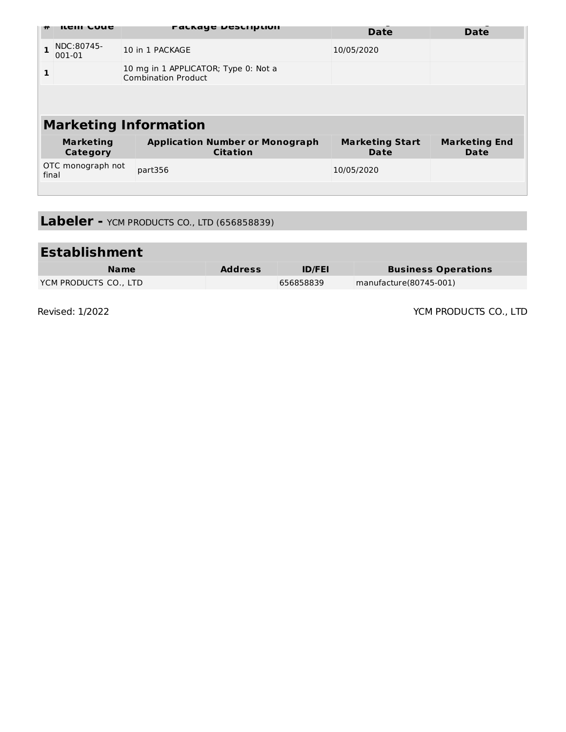| # | Item Code | Package Description | Marketing Start Date | Marketing End Date |
|---|---|---|---|---|
| 1 | NDC:80745-001-01 | 10 in 1 PACKAGE | 10/05/2020 | |
| 1 | | 10 mg in 1 APPLICATOR; Type 0: Not a Combination Product | | |

## Marketing Information

| Marketing Category | Application Number or Monograph Citation | Marketing Start Date | Marketing End Date |
|---|---|---|---|
| OTC monograph not final | part356 | 10/05/2020 | |

## Labeler - YCM PRODUCTS CO., LTD (656858839)

## Establishment

| Name | Address | ID/FEI | Business Operations |
|---|---|---|---|
| YCM PRODUCTS CO., LTD | | 656858839 | manufacture(80745-001) |

Revised: 1/2022

YCM PRODUCTS CO., LTD